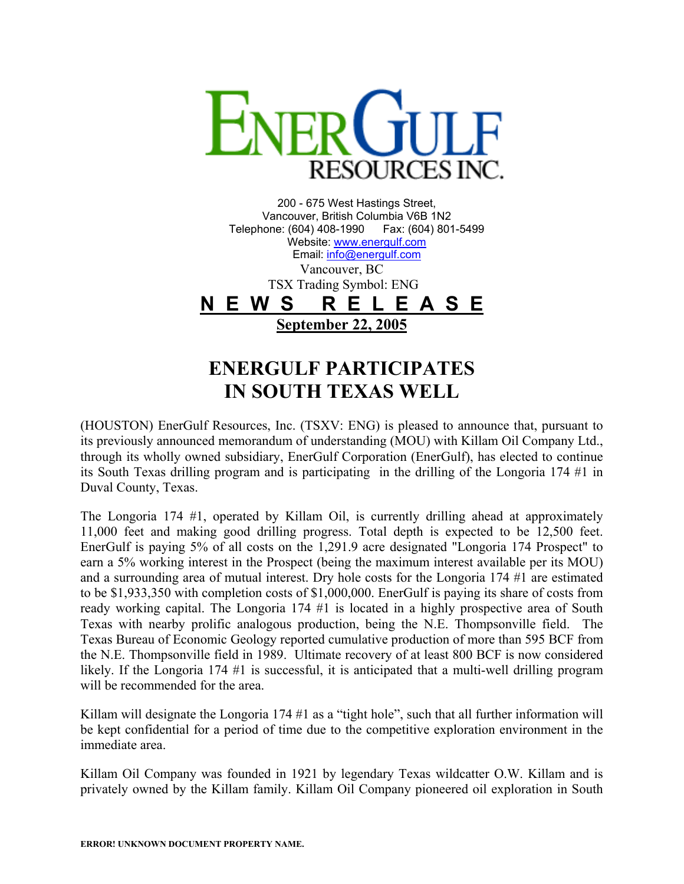# ENERGULF RESOURCES INC.

200 - 675 West Hastings Street,
Vancouver, British Columbia V6B 1N2
Telephone: (604) 408-1990 Fax: (604) 801-5499
Website: www.energulf.com
Email: info@energulf.com

Vancouver, BC
TSX Trading Symbol: ENG

**NEWS RELEASE**

**September 22, 2005**

## ENERGULF PARTICIPATES IN SOUTH TEXAS WELL

(HOUSTON) EnerGulf Resources, Inc. (TSXV: ENG) is pleased to announce that, pursuant to its previously announced memorandum of understanding (MOU) with Killam Oil Company Ltd., through its wholly owned subsidiary, EnerGulf Corporation (EnerGulf), has elected to continue its South Texas drilling program and is participating in the drilling of the Longoria 174 #1 in Duval County, Texas.

The Longoria 174 #1, operated by Killam Oil, is currently drilling ahead at approximately 11,000 feet and making good drilling progress. Total depth is expected to be 12,500 feet. EnerGulf is paying 5% of all costs on the 1,291.9 acre designated "Longoria 174 Prospect" to earn a 5% working interest in the Prospect (being the maximum interest available per its MOU) and a surrounding area of mutual interest. Dry hole costs for the Longoria 174 #1 are estimated to be $1,933,350 with completion costs of $1,000,000. EnerGulf is paying its share of costs from ready working capital. The Longoria 174 #1 is located in a highly prospective area of South Texas with nearby prolific analogous production, being the N.E. Thompsonville field. The Texas Bureau of Economic Geology reported cumulative production of more than 595 BCF from the N.E. Thompsonville field in 1989. Ultimate recovery of at least 800 BCF is now considered likely. If the Longoria 174 #1 is successful, it is anticipated that a multi-well drilling program will be recommended for the area.

Killam will designate the Longoria 174 #1 as a "tight hole", such that all further information will be kept confidential for a period of time due to the competitive exploration environment in the immediate area.

Killam Oil Company was founded in 1921 by legendary Texas wildcatter O.W. Killam and is privately owned by the Killam family. Killam Oil Company pioneered oil exploration in South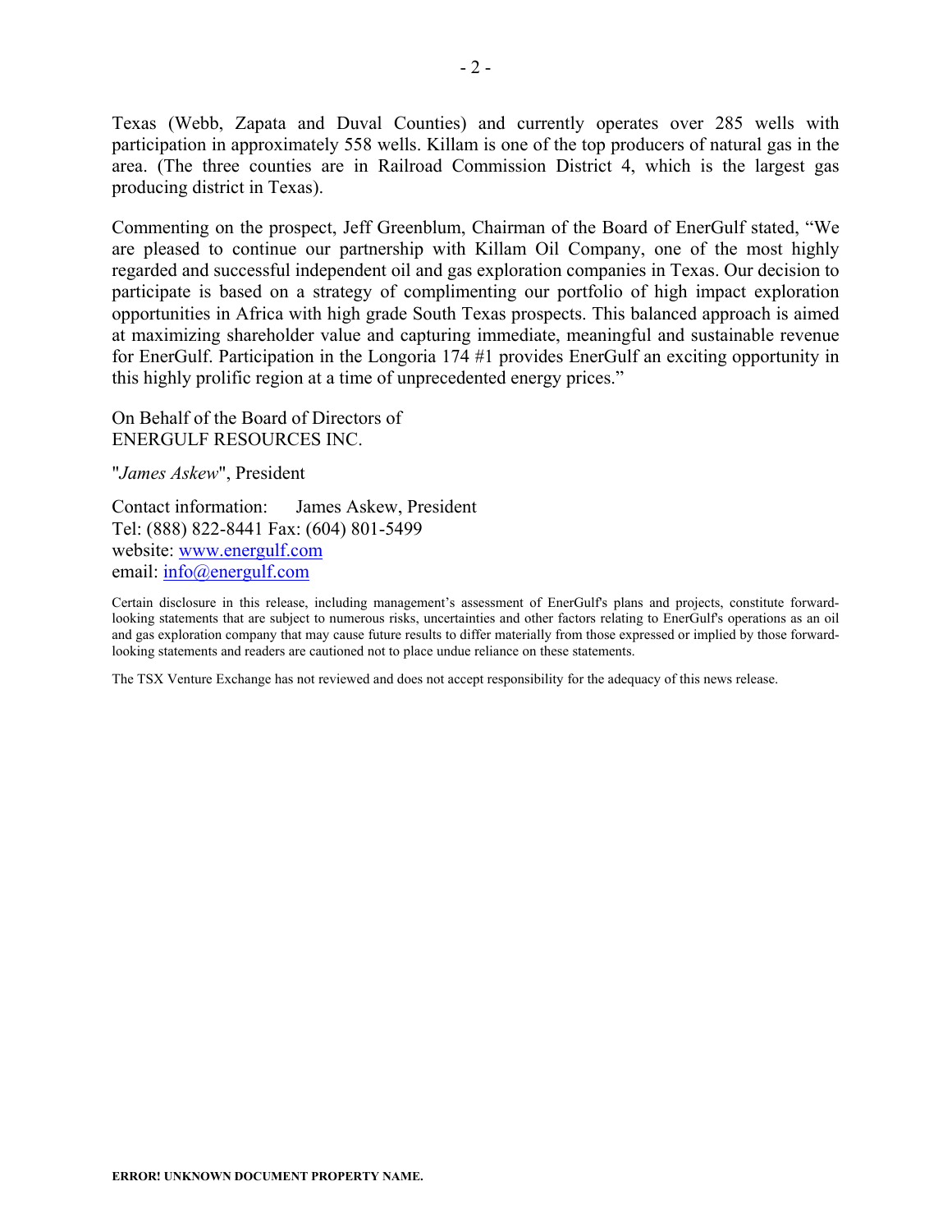Texas (Webb, Zapata and Duval Counties) and currently operates over 285 wells with participation in approximately 558 wells. Killam is one of the top producers of natural gas in the area. (The three counties are in Railroad Commission District 4, which is the largest gas producing district in Texas).

Commenting on the prospect, Jeff Greenblum, Chairman of the Board of EnerGulf stated, "We are pleased to continue our partnership with Killam Oil Company, one of the most highly regarded and successful independent oil and gas exploration companies in Texas. Our decision to participate is based on a strategy of complimenting our portfolio of high impact exploration opportunities in Africa with high grade South Texas prospects. This balanced approach is aimed at maximizing shareholder value and capturing immediate, meaningful and sustainable revenue for EnerGulf. Participation in the Longoria 174 #1 provides EnerGulf an exciting opportunity in this highly prolific region at a time of unprecedented energy prices."

On Behalf of the Board of Directors of
ENERGULF RESOURCES INC.

"*James Askew*", President

Contact information: James Askew, President
Tel: (888) 822-8441 Fax: (604) 801-5499
website: www.energulf.com
email: info@energulf.com

Certain disclosure in this release, including management's assessment of EnerGulf's plans and projects, constitute forward-looking statements that are subject to numerous risks, uncertainties and other factors relating to EnerGulf's operations as an oil and gas exploration company that may cause future results to differ materially from those expressed or implied by those forward-looking statements and readers are cautioned not to place undue reliance on these statements.

The TSX Venture Exchange has not reviewed and does not accept responsibility for the adequacy of this news release.

**ERROR! UNKNOWN DOCUMENT PROPERTY NAME.**